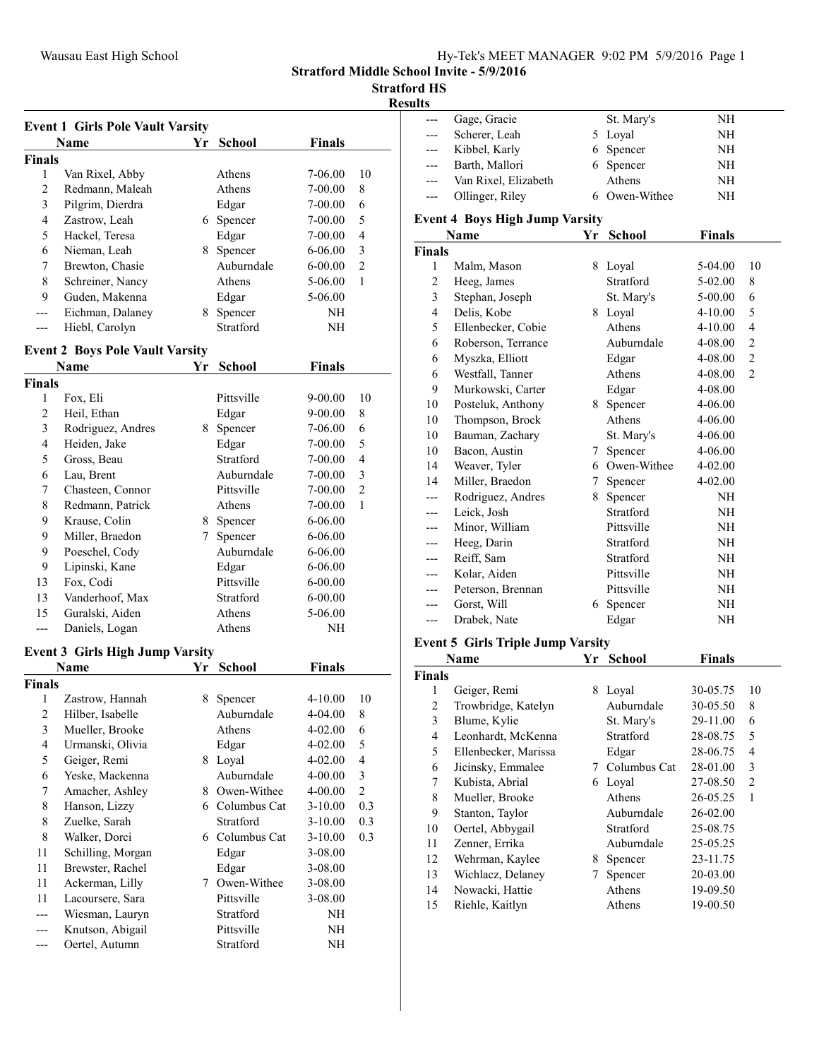Stratford Middle School Invite - 5/9/2016

Stratford HS

Results

### Event 1 Girls Pole Vault Varsity

| | Name | Yr | School | Finals | |
|---|---|---|---|---|---|
| **Finals** | | | | | |
| 1 | Van Rixel, Abby | | Athens | 7-06.00 | 10 |
| 2 | Redmann, Maleah | | Athens | 7-00.00 | 8 |
| 3 | Pilgrim, Dierdra | | Edgar | 7-00.00 | 6 |
| 4 | Zastrow, Leah | 6 | Spencer | 7-00.00 | 5 |
| 5 | Hackel, Teresa | | Edgar | 7-00.00 | 4 |
| 6 | Nieman, Leah | 8 | Spencer | 6-06.00 | 3 |
| 7 | Brewton, Chasie | | Auburndale | 6-00.00 | 2 |
| 8 | Schreiner, Nancy | | Athens | 5-06.00 | 1 |
| 9 | Guden, Makenna | | Edgar | 5-06.00 | |
| --- | Eichman, Dalaney | 8 | Spencer | NH | |
| --- | Hiebl, Carolyn | | Stratford | NH | |

### Event 2 Boys Pole Vault Varsity

| | Name | Yr | School | Finals | |
|---|---|---|---|---|---|
| **Finals** | | | | | |
| 1 | Fox, Eli | | Pittsville | 9-00.00 | 10 |
| 2 | Heil, Ethan | | Edgar | 9-00.00 | 8 |
| 3 | Rodriguez, Andres | 8 | Spencer | 7-06.00 | 6 |
| 4 | Heiden, Jake | | Edgar | 7-00.00 | 5 |
| 5 | Gross, Beau | | Stratford | 7-00.00 | 4 |
| 6 | Lau, Brent | | Auburndale | 7-00.00 | 3 |
| 7 | Chasteen, Connor | | Pittsville | 7-00.00 | 2 |
| 8 | Redmann, Patrick | | Athens | 7-00.00 | 1 |
| 9 | Krause, Colin | 8 | Spencer | 6-06.00 | |
| 9 | Miller, Braedon | 7 | Spencer | 6-06.00 | |
| 9 | Poeschel, Cody | | Auburndale | 6-06.00 | |
| 9 | Lipinski, Kane | | Edgar | 6-06.00 | |
| 13 | Fox, Codi | | Pittsville | 6-00.00 | |
| 13 | Vanderhoof, Max | | Stratford | 6-00.00 | |
| 15 | Guralski, Aiden | | Athens | 5-06.00 | |
| --- | Daniels, Logan | | Athens | NH | |

### Event 3 Girls High Jump Varsity

| | Name | Yr | School | Finals | |
|---|---|---|---|---|---|
| **Finals** | | | | | |
| 1 | Zastrow, Hannah | 8 | Spencer | 4-10.00 | 10 |
| 2 | Hilber, Isabelle | | Auburndale | 4-04.00 | 8 |
| 3 | Mueller, Brooke | | Athens | 4-02.00 | 6 |
| 4 | Urmanski, Olivia | | Edgar | 4-02.00 | 5 |
| 5 | Geiger, Remi | 8 | Loyal | 4-02.00 | 4 |
| 6 | Yeske, Mackenna | | Auburndale | 4-00.00 | 3 |
| 7 | Amacher, Ashley | 8 | Owen-Withee | 4-00.00 | 2 |
| 8 | Hanson, Lizzy | 6 | Columbus Cat | 3-10.00 | 0.3 |
| 8 | Zuelke, Sarah | | Stratford | 3-10.00 | 0.3 |
| 8 | Walker, Dorci | 6 | Columbus Cat | 3-10.00 | 0.3 |
| 11 | Schilling, Morgan | | Edgar | 3-08.00 | |
| 11 | Brewster, Rachel | | Edgar | 3-08.00 | |
| 11 | Ackerman, Lilly | 7 | Owen-Withee | 3-08.00 | |
| 11 | Lacoursere, Sara | | Pittsville | 3-08.00 | |
| --- | Wiesman, Lauryn | | Stratford | NH | |
| --- | Knutson, Abigail | | Pittsville | NH | |
| --- | Oertel, Autumn | | Stratford | NH | |
| --- | Gage, Gracie | | St. Mary's | NH | |
| --- | Scherer, Leah | 5 | Loyal | NH | |
| --- | Kibbel, Karly | 6 | Spencer | NH | |
| --- | Barth, Mallori | 6 | Spencer | NH | |
| --- | Van Rixel, Elizabeth | | Athens | NH | |
| --- | Ollinger, Riley | 6 | Owen-Withee | NH | |

### Event 4 Boys High Jump Varsity

| | Name | Yr | School | Finals | |
|---|---|---|---|---|---|
| **Finals** | | | | | |
| 1 | Malm, Mason | 8 | Loyal | 5-04.00 | 10 |
| 2 | Heeg, James | | Stratford | 5-02.00 | 8 |
| 3 | Stephan, Joseph | | St. Mary's | 5-00.00 | 6 |
| 4 | Delis, Kobe | 8 | Loyal | 4-10.00 | 5 |
| 5 | Ellenbecker, Cobie | | Athens | 4-10.00 | 4 |
| 6 | Roberson, Terrance | | Auburndale | 4-08.00 | 2 |
| 6 | Myszka, Elliott | | Edgar | 4-08.00 | 2 |
| 6 | Westfall, Tanner | | Athens | 4-08.00 | 2 |
| 9 | Murkowski, Carter | | Edgar | 4-08.00 | |
| 10 | Posteluk, Anthony | 8 | Spencer | 4-06.00 | |
| 10 | Thompson, Brock | | Athens | 4-06.00 | |
| 10 | Bauman, Zachary | | St. Mary's | 4-06.00 | |
| 10 | Bacon, Austin | 7 | Spencer | 4-06.00 | |
| 14 | Weaver, Tyler | 6 | Owen-Withee | 4-02.00 | |
| 14 | Miller, Braedon | 7 | Spencer | 4-02.00 | |
| --- | Rodriguez, Andres | 8 | Spencer | NH | |
| --- | Leick, Josh | | Stratford | NH | |
| --- | Minor, William | | Pittsville | NH | |
| --- | Heeg, Darin | | Stratford | NH | |
| --- | Reiff, Sam | | Stratford | NH | |
| --- | Kolar, Aiden | | Pittsville | NH | |
| --- | Peterson, Brennan | | Pittsville | NH | |
| --- | Gorst, Will | 6 | Spencer | NH | |
| --- | Drabek, Nate | | Edgar | NH | |

### Event 5 Girls Triple Jump Varsity

| | Name | Yr | School | Finals | |
|---|---|---|---|---|---|
| **Finals** | | | | | |
| 1 | Geiger, Remi | 8 | Loyal | 30-05.75 | 10 |
| 2 | Trowbridge, Katelyn | | Auburndale | 30-05.50 | 8 |
| 3 | Blume, Kylie | | St. Mary's | 29-11.00 | 6 |
| 4 | Leonhardt, McKenna | | Stratford | 28-08.75 | 5 |
| 5 | Ellenbecker, Marissa | | Edgar | 28-06.75 | 4 |
| 6 | Jicinsky, Emmalee | 7 | Columbus Cat | 28-01.00 | 3 |
| 7 | Kubista, Abrial | 6 | Loyal | 27-08.50 | 2 |
| 8 | Mueller, Brooke | | Athens | 26-05.25 | 1 |
| 9 | Stanton, Taylor | | Auburndale | 26-02.00 | |
| 10 | Oertel, Abbygail | | Stratford | 25-08.75 | |
| 11 | Zenner, Errika | | Auburndale | 25-05.25 | |
| 12 | Wehrman, Kaylee | 8 | Spencer | 23-11.75 | |
| 13 | Wichlacz, Delaney | 7 | Spencer | 20-03.00 | |
| 14 | Nowacki, Hattie | | Athens | 19-09.50 | |
| 15 | Riehle, Kaitlyn | | Athens | 19-00.50 | |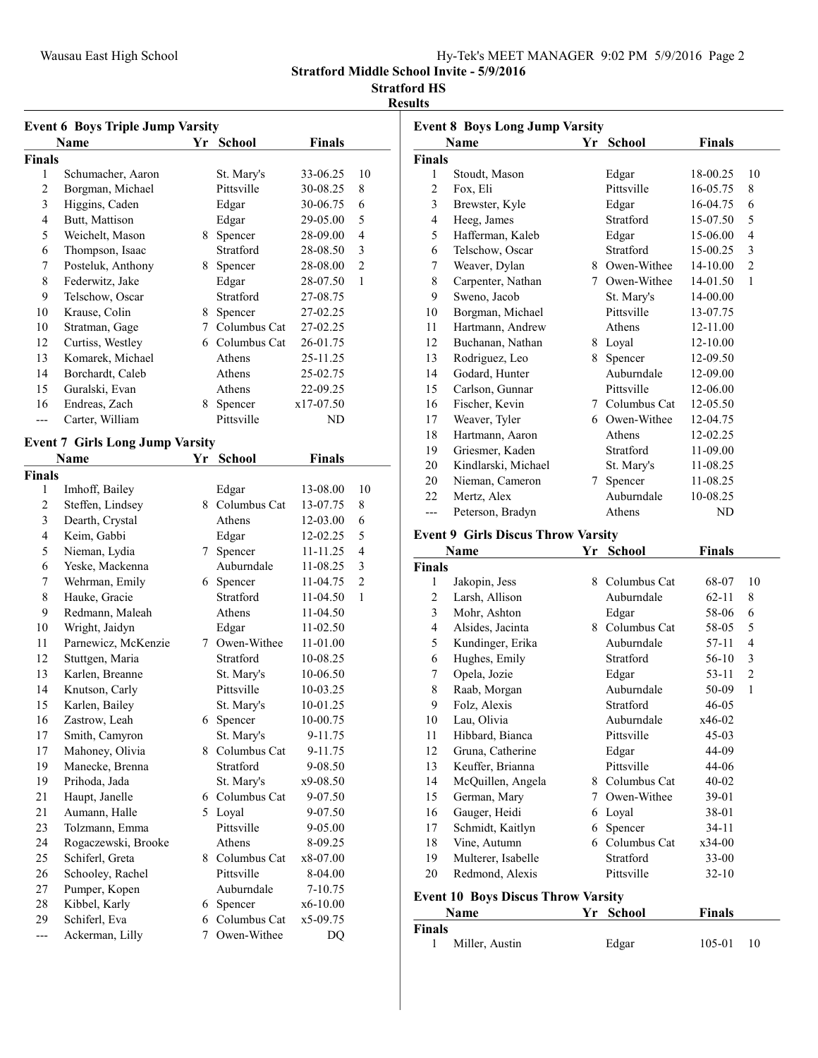# Stratford Middle School Invite - 5/9/2016

## Stratford HS

### Results

**Event 6 Boys Triple Jump Varsity**

| | Name | Yr | School | Finals | |
|---|---|---|---|---|---|
| **Finals** | | | | | |
| 1 | Schumacher, Aaron | | St. Mary's | 33-06.25 | 10 |
| 2 | Borgman, Michael | | Pittsville | 30-08.25 | 8 |
| 3 | Higgins, Caden | | Edgar | 30-06.75 | 6 |
| 4 | Butt, Mattison | | Edgar | 29-05.00 | 5 |
| 5 | Weichelt, Mason | 8 | Spencer | 28-09.00 | 4 |
| 6 | Thompson, Isaac | | Stratford | 28-08.50 | 3 |
| 7 | Posteluk, Anthony | 8 | Spencer | 28-08.00 | 2 |
| 8 | Federwitz, Jake | | Edgar | 28-07.50 | 1 |
| 9 | Telschow, Oscar | | Stratford | 27-08.75 | |
| 10 | Krause, Colin | 8 | Spencer | 27-02.25 | |
| 10 | Stratman, Gage | 7 | Columbus Cat | 27-02.25 | |
| 12 | Curtiss, Westley | 6 | Columbus Cat | 26-01.75 | |
| 13 | Komarek, Michael | | Athens | 25-11.25 | |
| 14 | Borchardt, Caleb | | Athens | 25-02.75 | |
| 15 | Guralski, Evan | | Athens | 22-09.25 | |
| 16 | Endreas, Zach | 8 | Spencer | x17-07.50 | |
| --- | Carter, William | | Pittsville | ND | |

**Event 7 Girls Long Jump Varsity**

| | Name | Yr | School | Finals | |
|---|---|---|---|---|---|
| **Finals** | | | | | |
| 1 | Imhoff, Bailey | | Edgar | 13-08.00 | 10 |
| 2 | Steffen, Lindsey | 8 | Columbus Cat | 13-07.75 | 8 |
| 3 | Dearth, Crystal | | Athens | 12-03.00 | 6 |
| 4 | Keim, Gabbi | | Edgar | 12-02.25 | 5 |
| 5 | Nieman, Lydia | 7 | Spencer | 11-11.25 | 4 |
| 6 | Yeske, Mackenna | | Auburndale | 11-08.25 | 3 |
| 7 | Wehrman, Emily | 6 | Spencer | 11-04.75 | 2 |
| 8 | Hauke, Gracie | | Stratford | 11-04.50 | 1 |
| 9 | Redmann, Maleah | | Athens | 11-04.50 | |
| 10 | Wright, Jaidyn | | Edgar | 11-02.50 | |
| 11 | Parnewicz, McKenzie | 7 | Owen-Withee | 11-01.00 | |
| 12 | Stuttgen, Maria | | Stratford | 10-08.25 | |
| 13 | Karlen, Breanne | | St. Mary's | 10-06.50 | |
| 14 | Knutson, Carly | | Pittsville | 10-03.25 | |
| 15 | Karlen, Bailey | | St. Mary's | 10-01.25 | |
| 16 | Zastrow, Leah | 6 | Spencer | 10-00.75 | |
| 17 | Smith, Camyron | | St. Mary's | 9-11.75 | |
| 17 | Mahoney, Olivia | 8 | Columbus Cat | 9-11.75 | |
| 19 | Manecke, Brenna | | Stratford | 9-08.50 | |
| 19 | Prihoda, Jada | | St. Mary's | x9-08.50 | |
| 21 | Haupt, Janelle | 6 | Columbus Cat | 9-07.50 | |
| 21 | Aumann, Halle | 5 | Loyal | 9-07.50 | |
| 23 | Tolzmann, Emma | | Pittsville | 9-05.00 | |
| 24 | Rogaczewski, Brooke | | Athens | 8-09.25 | |
| 25 | Schiferl, Greta | 8 | Columbus Cat | x8-07.00 | |
| 26 | Schooley, Rachel | | Pittsville | 8-04.00 | |
| 27 | Pumper, Kopen | | Auburndale | 7-10.75 | |
| 28 | Kibbel, Karly | 6 | Spencer | x6-10.00 | |
| 29 | Schiferl, Eva | 6 | Columbus Cat | x5-09.75 | |
| --- | Ackerman, Lilly | 7 | Owen-Withee | DQ | |

**Event 8 Boys Long Jump Varsity**

| | Name | Yr | School | Finals | |
|---|---|---|---|---|---|
| **Finals** | | | | | |
| 1 | Stoudt, Mason | | Edgar | 18-00.25 | 10 |
| 2 | Fox, Eli | | Pittsville | 16-05.75 | 8 |
| 3 | Brewster, Kyle | | Edgar | 16-04.75 | 6 |
| 4 | Heeg, James | | Stratford | 15-07.50 | 5 |
| 5 | Hafferman, Kaleb | | Edgar | 15-06.00 | 4 |
| 6 | Telschow, Oscar | | Stratford | 15-00.25 | 3 |
| 7 | Weaver, Dylan | 8 | Owen-Withee | 14-10.00 | 2 |
| 8 | Carpenter, Nathan | 7 | Owen-Withee | 14-01.50 | 1 |
| 9 | Sweno, Jacob | | St. Mary's | 14-00.00 | |
| 10 | Borgman, Michael | | Pittsville | 13-07.75 | |
| 11 | Hartmann, Andrew | | Athens | 12-11.00 | |
| 12 | Buchanan, Nathan | 8 | Loyal | 12-10.00 | |
| 13 | Rodriguez, Leo | 8 | Spencer | 12-09.50 | |
| 14 | Godard, Hunter | | Auburndale | 12-09.00 | |
| 15 | Carlson, Gunnar | | Pittsville | 12-06.00 | |
| 16 | Fischer, Kevin | 7 | Columbus Cat | 12-05.50 | |
| 17 | Weaver, Tyler | 6 | Owen-Withee | 12-04.75 | |
| 18 | Hartmann, Aaron | | Athens | 12-02.25 | |
| 19 | Griesmer, Kaden | | Stratford | 11-09.00 | |
| 20 | Kindlarski, Michael | | St. Mary's | 11-08.25 | |
| 20 | Nieman, Cameron | 7 | Spencer | 11-08.25 | |
| 22 | Mertz, Alex | | Auburndale | 10-08.25 | |
| --- | Peterson, Bradyn | | Athens | ND | |

**Event 9 Girls Discus Throw Varsity**

| | Name | Yr | School | Finals | |
|---|---|---|---|---|---|
| **Finals** | | | | | |
| 1 | Jakopin, Jess | 8 | Columbus Cat | 68-07 | 10 |
| 2 | Larsh, Allison | | Auburndale | 62-11 | 8 |
| 3 | Mohr, Ashton | | Edgar | 58-06 | 6 |
| 4 | Alsides, Jacinta | 8 | Columbus Cat | 58-05 | 5 |
| 5 | Kundinger, Erika | | Auburndale | 57-11 | 4 |
| 6 | Hughes, Emily | | Stratford | 56-10 | 3 |
| 7 | Opela, Jozie | | Edgar | 53-11 | 2 |
| 8 | Raab, Morgan | | Auburndale | 50-09 | 1 |
| 9 | Folz, Alexis | | Stratford | 46-05 | |
| 10 | Lau, Olivia | | Auburndale | x46-02 | |
| 11 | Hibbard, Bianca | | Pittsville | 45-03 | |
| 12 | Gruna, Catherine | | Edgar | 44-09 | |
| 13 | Keuffer, Brianna | | Pittsville | 44-06 | |
| 14 | McQuillen, Angela | 8 | Columbus Cat | 40-02 | |
| 15 | German, Mary | 7 | Owen-Withee | 39-01 | |
| 16 | Gauger, Heidi | 6 | Loyal | 38-01 | |
| 17 | Schmidt, Kaitlyn | 6 | Spencer | 34-11 | |
| 18 | Vine, Autumn | 6 | Columbus Cat | x34-00 | |
| 19 | Multerer, Isabelle | | Stratford | 33-00 | |
| 20 | Redmond, Alexis | | Pittsville | 32-10 | |

**Event 10 Boys Discus Throw Varsity**

| | Name | Yr | School | Finals | |
|---|---|---|---|---|---|
| **Finals** | | | | | |
| 1 | Miller, Austin | | Edgar | 105-01 | 10 |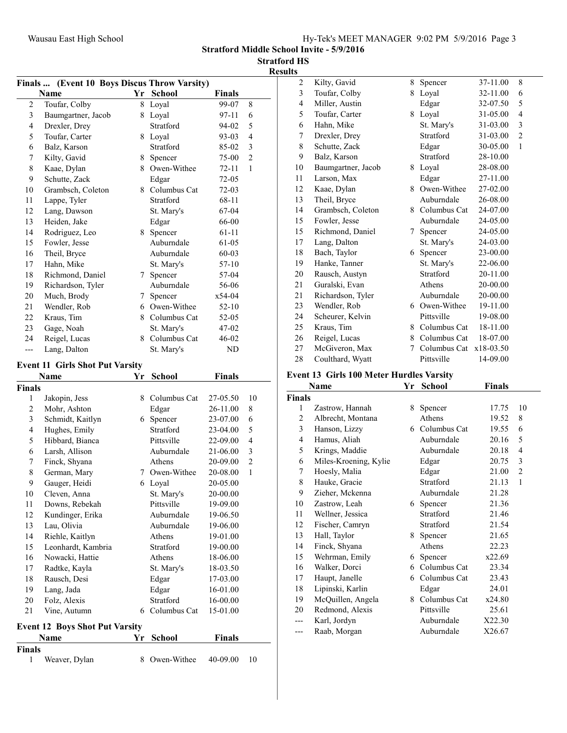**Stratford Middle School Invite - 5/9/2016**

**Stratford HS**

**Results**

### Finals ... (Event 10 Boys Discus Throw Varsity)

| | Name | Yr | School | Finals | |
|---|---|---|---|---|---|
| 2 | Toufar, Colby | 8 | Loyal | 99-07 | 8 |
| 3 | Baumgartner, Jacob | 8 | Loyal | 97-11 | 6 |
| 4 | Drexler, Drey | | Stratford | 94-02 | 5 |
| 5 | Toufar, Carter | 8 | Loyal | 93-03 | 4 |
| 6 | Balz, Karson | | Stratford | 85-02 | 3 |
| 7 | Kilty, Gavid | 8 | Spencer | 75-00 | 2 |
| 8 | Kaae, Dylan | 8 | Owen-Withee | 72-11 | 1 |
| 9 | Schutte, Zack | | Edgar | 72-05 | |
| 10 | Grambsch, Coleton | 8 | Columbus Cat | 72-03 | |
| 11 | Lappe, Tyler | | Stratford | 68-11 | |
| 12 | Lang, Dawson | | St. Mary's | 67-04 | |
| 13 | Heiden, Jake | | Edgar | 66-00 | |
| 14 | Rodriguez, Leo | 8 | Spencer | 61-11 | |
| 15 | Fowler, Jesse | | Auburndale | 61-05 | |
| 16 | Theil, Bryce | | Auburndale | 60-03 | |
| 17 | Hahn, Mike | | St. Mary's | 57-10 | |
| 18 | Richmond, Daniel | 7 | Spencer | 57-04 | |
| 19 | Richardson, Tyler | | Auburndale | 56-06 | |
| 20 | Much, Brody | 7 | Spencer | x54-04 | |
| 21 | Wendler, Rob | 6 | Owen-Withee | 52-10 | |
| 22 | Kraus, Tim | 8 | Columbus Cat | 52-05 | |
| 23 | Gage, Noah | | St. Mary's | 47-02 | |
| 24 | Reigel, Lucas | 8 | Columbus Cat | 46-02 | |
| --- | Lang, Dalton | | St. Mary's | ND | |

### Event 11 Girls Shot Put Varsity

| | Name | Yr | School | Finals | |
|---|---|---|---|---|---|
| **Finals** | | | | | |
| 1 | Jakopin, Jess | 8 | Columbus Cat | 27-05.50 | 10 |
| 2 | Mohr, Ashton | | Edgar | 26-11.00 | 8 |
| 3 | Schmidt, Kaitlyn | 6 | Spencer | 23-07.00 | 6 |
| 4 | Hughes, Emily | | Stratford | 23-04.00 | 5 |
| 5 | Hibbard, Bianca | | Pittsville | 22-09.00 | 4 |
| 6 | Larsh, Allison | | Auburndale | 21-06.00 | 3 |
| 7 | Finck, Shyana | | Athens | 20-09.00 | 2 |
| 8 | German, Mary | 7 | Owen-Withee | 20-08.00 | 1 |
| 9 | Gauger, Heidi | 6 | Loyal | 20-05.00 | |
| 10 | Cleven, Anna | | St. Mary's | 20-00.00 | |
| 11 | Downs, Rebekah | | Pittsville | 19-09.00 | |
| 12 | Kundinger, Erika | | Auburndale | 19-06.50 | |
| 13 | Lau, Olivia | | Auburndale | 19-06.00 | |
| 14 | Riehle, Kaitlyn | | Athens | 19-01.00 | |
| 15 | Leonhardt, Kambria | | Stratford | 19-00.00 | |
| 16 | Nowacki, Hattie | | Athens | 18-06.00 | |
| 17 | Radtke, Kayla | | St. Mary's | 18-03.50 | |
| 18 | Rausch, Desi | | Edgar | 17-03.00 | |
| 19 | Lang, Jada | | Edgar | 16-01.00 | |
| 20 | Folz, Alexis | | Stratford | 16-00.00 | |
| 21 | Vine, Autumn | 6 | Columbus Cat | 15-01.00 | |

### Event 12 Boys Shot Put Varsity

| | Name | Yr | School | Finals | |
|---|---|---|---|---|---|
| **Finals** | | | | | |
| 1 | Weaver, Dylan | 8 | Owen-Withee | 40-09.00 | 10 |
| 2 | Kilty, Gavid | 8 | Spencer | 37-11.00 | 8 |
| 3 | Toufar, Colby | 8 | Loyal | 32-11.00 | 6 |
| 4 | Miller, Austin | | Edgar | 32-07.50 | 5 |
| 5 | Toufar, Carter | 8 | Loyal | 31-05.00 | 4 |
| 6 | Hahn, Mike | | St. Mary's | 31-03.00 | 3 |
| 7 | Drexler, Drey | | Stratford | 31-03.00 | 2 |
| 8 | Schutte, Zack | | Edgar | 30-05.00 | 1 |
| 9 | Balz, Karson | | Stratford | 28-10.00 | |
| 10 | Baumgartner, Jacob | 8 | Loyal | 28-08.00 | |
| 11 | Larson, Max | | Edgar | 27-11.00 | |
| 12 | Kaae, Dylan | 8 | Owen-Withee | 27-02.00 | |
| 13 | Theil, Bryce | | Auburndale | 26-08.00 | |
| 14 | Grambsch, Coleton | 8 | Columbus Cat | 24-07.00 | |
| 15 | Fowler, Jesse | | Auburndale | 24-05.00 | |
| 15 | Richmond, Daniel | 7 | Spencer | 24-05.00 | |
| 17 | Lang, Dalton | | St. Mary's | 24-03.00 | |
| 18 | Bach, Taylor | 6 | Spencer | 23-00.00 | |
| 19 | Hanke, Tanner | | St. Mary's | 22-06.00 | |
| 20 | Rausch, Austyn | | Stratford | 20-11.00 | |
| 21 | Guralski, Evan | | Athens | 20-00.00 | |
| 21 | Richardson, Tyler | | Auburndale | 20-00.00 | |
| 23 | Wendler, Rob | 6 | Owen-Withee | 19-11.00 | |
| 24 | Scheurer, Kelvin | | Pittsville | 19-08.00 | |
| 25 | Kraus, Tim | 8 | Columbus Cat | 18-11.00 | |
| 26 | Reigel, Lucas | 8 | Columbus Cat | 18-07.00 | |
| 27 | McGiveron, Max | 7 | Columbus Cat | x18-03.50 | |
| 28 | Coulthard, Wyatt | | Pittsville | 14-09.00 | |

### Event 13 Girls 100 Meter Hurdles Varsity

| | Name | Yr | School | Finals | |
|---|---|---|---|---|---|
| **Finals** | | | | | |
| 1 | Zastrow, Hannah | 8 | Spencer | 17.75 | 10 |
| 2 | Albrecht, Montana | | Athens | 19.52 | 8 |
| 3 | Hanson, Lizzy | 6 | Columbus Cat | 19.55 | 6 |
| 4 | Hamus, Aliah | | Auburndale | 20.16 | 5 |
| 5 | Krings, Maddie | | Auburndale | 20.18 | 4 |
| 6 | Miles-Kroening, Kylie | | Edgar | 20.75 | 3 |
| 7 | Hoesly, Malia | | Edgar | 21.00 | 2 |
| 8 | Hauke, Gracie | | Stratford | 21.13 | 1 |
| 9 | Zieher, Mckenna | | Auburndale | 21.28 | |
| 10 | Zastrow, Leah | 6 | Spencer | 21.36 | |
| 11 | Wellner, Jessica | | Stratford | 21.46 | |
| 12 | Fischer, Camryn | | Stratford | 21.54 | |
| 13 | Hall, Taylor | 8 | Spencer | 21.65 | |
| 14 | Finck, Shyana | | Athens | 22.23 | |
| 15 | Wehrman, Emily | 6 | Spencer | x22.69 | |
| 16 | Walker, Dorci | 6 | Columbus Cat | 23.34 | |
| 17 | Haupt, Janelle | 6 | Columbus Cat | 23.43 | |
| 18 | Lipinski, Karlin | | Edgar | 24.01 | |
| 19 | McQuillen, Angela | 8 | Columbus Cat | x24.80 | |
| 20 | Redmond, Alexis | | Pittsville | 25.61 | |
| --- | Karl, Jordyn | | Auburndale | X22.30 | |
| --- | Raab, Morgan | | Auburndale | X26.67 | |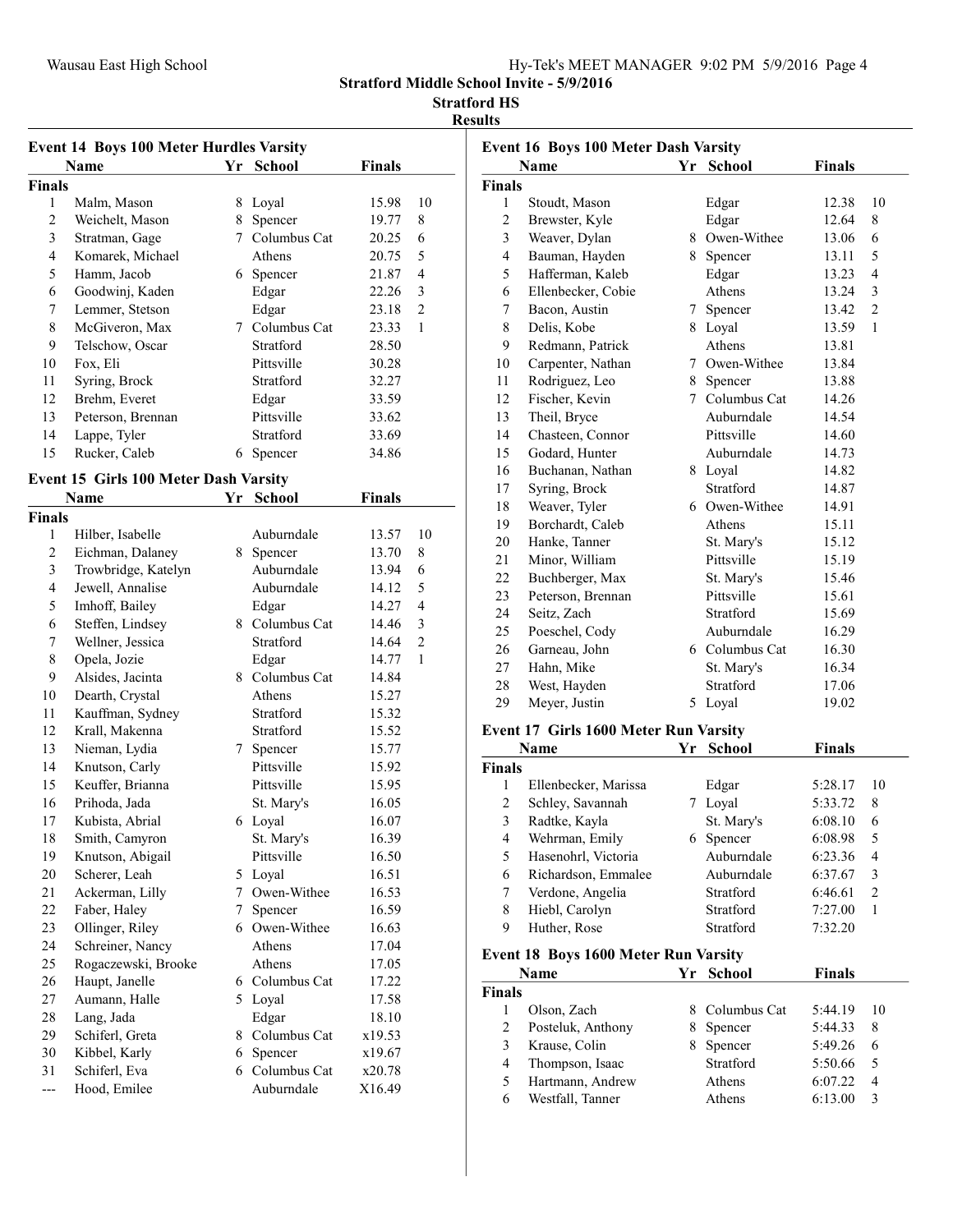## Stratford Middle School Invite - 5/9/2016

### Stratford HS

### Results

#### Event 14 Boys 100 Meter Hurdles Varsity

| | Name | Yr | School | Finals | |
|---|---|---|---|---|---|
| **Finals** | | | | | |
| 1 | Malm, Mason | 8 | Loyal | 15.98 | 10 |
| 2 | Weichelt, Mason | 8 | Spencer | 19.77 | 8 |
| 3 | Stratman, Gage | 7 | Columbus Cat | 20.25 | 6 |
| 4 | Komarek, Michael | | Athens | 20.75 | 5 |
| 5 | Hamm, Jacob | 6 | Spencer | 21.87 | 4 |
| 6 | Goodwinj, Kaden | | Edgar | 22.26 | 3 |
| 7 | Lemmer, Stetson | | Edgar | 23.18 | 2 |
| 8 | McGiveron, Max | 7 | Columbus Cat | 23.33 | 1 |
| 9 | Telschow, Oscar | | Stratford | 28.50 | |
| 10 | Fox, Eli | | Pittsville | 30.28 | |
| 11 | Syring, Brock | | Stratford | 32.27 | |
| 12 | Brehm, Everet | | Edgar | 33.59 | |
| 13 | Peterson, Brennan | | Pittsville | 33.62 | |
| 14 | Lappe, Tyler | | Stratford | 33.69 | |
| 15 | Rucker, Caleb | 6 | Spencer | 34.86 | |

#### Event 15 Girls 100 Meter Dash Varsity

| | Name | Yr | School | Finals | |
|---|---|---|---|---|---|
| **Finals** | | | | | |
| 1 | Hilber, Isabelle | | Auburndale | 13.57 | 10 |
| 2 | Eichman, Dalaney | 8 | Spencer | 13.70 | 8 |
| 3 | Trowbridge, Katelyn | | Auburndale | 13.94 | 6 |
| 4 | Jewell, Annalise | | Auburndale | 14.12 | 5 |
| 5 | Imhoff, Bailey | | Edgar | 14.27 | 4 |
| 6 | Steffen, Lindsey | 8 | Columbus Cat | 14.46 | 3 |
| 7 | Wellner, Jessica | | Stratford | 14.64 | 2 |
| 8 | Opela, Jozie | | Edgar | 14.77 | 1 |
| 9 | Alsides, Jacinta | 8 | Columbus Cat | 14.84 | |
| 10 | Dearth, Crystal | | Athens | 15.27 | |
| 11 | Kauffman, Sydney | | Stratford | 15.32 | |
| 12 | Krall, Makenna | | Stratford | 15.52 | |
| 13 | Nieman, Lydia | 7 | Spencer | 15.77 | |
| 14 | Knutson, Carly | | Pittsville | 15.92 | |
| 15 | Keuffer, Brianna | | Pittsville | 15.95 | |
| 16 | Prihoda, Jada | | St. Mary's | 16.05 | |
| 17 | Kubista, Abrial | 6 | Loyal | 16.07 | |
| 18 | Smith, Camyron | | St. Mary's | 16.39 | |
| 19 | Knutson, Abigail | | Pittsville | 16.50 | |
| 20 | Scherer, Leah | 5 | Loyal | 16.51 | |
| 21 | Ackerman, Lilly | 7 | Owen-Withee | 16.53 | |
| 22 | Faber, Haley | 7 | Spencer | 16.59 | |
| 23 | Ollinger, Riley | 6 | Owen-Withee | 16.63 | |
| 24 | Schreiner, Nancy | | Athens | 17.04 | |
| 25 | Rogaczewski, Brooke | | Athens | 17.05 | |
| 26 | Haupt, Janelle | 6 | Columbus Cat | 17.22 | |
| 27 | Aumann, Halle | 5 | Loyal | 17.58 | |
| 28 | Lang, Jada | | Edgar | 18.10 | |
| 29 | Schiferl, Greta | 8 | Columbus Cat | x19.53 | |
| 30 | Kibbel, Karly | 6 | Spencer | x19.67 | |
| 31 | Schiferl, Eva | 6 | Columbus Cat | x20.78 | |
| --- | Hood, Emilee | | Auburndale | X16.49 | |

#### Event 16 Boys 100 Meter Dash Varsity

| | Name | Yr | School | Finals | |
|---|---|---|---|---|---|
| **Finals** | | | | | |
| 1 | Stoudt, Mason | | Edgar | 12.38 | 10 |
| 2 | Brewster, Kyle | | Edgar | 12.64 | 8 |
| 3 | Weaver, Dylan | 8 | Owen-Withee | 13.06 | 6 |
| 4 | Bauman, Hayden | 8 | Spencer | 13.11 | 5 |
| 5 | Hafferman, Kaleb | | Edgar | 13.23 | 4 |
| 6 | Ellenbecker, Cobie | | Athens | 13.24 | 3 |
| 7 | Bacon, Austin | 7 | Spencer | 13.42 | 2 |
| 8 | Delis, Kobe | 8 | Loyal | 13.59 | 1 |
| 9 | Redmann, Patrick | | Athens | 13.81 | |
| 10 | Carpenter, Nathan | 7 | Owen-Withee | 13.84 | |
| 11 | Rodriguez, Leo | 8 | Spencer | 13.88 | |
| 12 | Fischer, Kevin | 7 | Columbus Cat | 14.26 | |
| 13 | Theil, Bryce | | Auburndale | 14.54 | |
| 14 | Chasteen, Connor | | Pittsville | 14.60 | |
| 15 | Godard, Hunter | | Auburndale | 14.73 | |
| 16 | Buchanan, Nathan | 8 | Loyal | 14.82 | |
| 17 | Syring, Brock | | Stratford | 14.87 | |
| 18 | Weaver, Tyler | 6 | Owen-Withee | 14.91 | |
| 19 | Borchardt, Caleb | | Athens | 15.11 | |
| 20 | Hanke, Tanner | | St. Mary's | 15.12 | |
| 21 | Minor, William | | Pittsville | 15.19 | |
| 22 | Buchberger, Max | | St. Mary's | 15.46 | |
| 23 | Peterson, Brennan | | Pittsville | 15.61 | |
| 24 | Seitz, Zach | | Stratford | 15.69 | |
| 25 | Poeschel, Cody | | Auburndale | 16.29 | |
| 26 | Garneau, John | 6 | Columbus Cat | 16.30 | |
| 27 | Hahn, Mike | | St. Mary's | 16.34 | |
| 28 | West, Hayden | | Stratford | 17.06 | |
| 29 | Meyer, Justin | 5 | Loyal | 19.02 | |

#### Event 17 Girls 1600 Meter Run Varsity

| | Name | Yr | School | Finals | |
|---|---|---|---|---|---|
| **Finals** | | | | | |
| 1 | Ellenbecker, Marissa | | Edgar | 5:28.17 | 10 |
| 2 | Schley, Savannah | 7 | Loyal | 5:33.72 | 8 |
| 3 | Radtke, Kayla | | St. Mary's | 6:08.10 | 6 |
| 4 | Wehrman, Emily | 6 | Spencer | 6:08.98 | 5 |
| 5 | Hasenohrl, Victoria | | Auburndale | 6:23.36 | 4 |
| 6 | Richardson, Emmalee | | Auburndale | 6:37.67 | 3 |
| 7 | Verdone, Angelia | | Stratford | 6:46.61 | 2 |
| 8 | Hiebl, Carolyn | | Stratford | 7:27.00 | 1 |
| 9 | Huther, Rose | | Stratford | 7:32.20 | |

#### Event 18 Boys 1600 Meter Run Varsity

| | Name | Yr | School | Finals | |
|---|---|---|---|---|---|
| **Finals** | | | | | |
| 1 | Olson, Zach | 8 | Columbus Cat | 5:44.19 | 10 |
| 2 | Posteluk, Anthony | 8 | Spencer | 5:44.33 | 8 |
| 3 | Krause, Colin | 8 | Spencer | 5:49.26 | 6 |
| 4 | Thompson, Isaac | | Stratford | 5:50.66 | 5 |
| 5 | Hartmann, Andrew | | Athens | 6:07.22 | 4 |
| 6 | Westfall, Tanner | | Athens | 6:13.00 | 3 |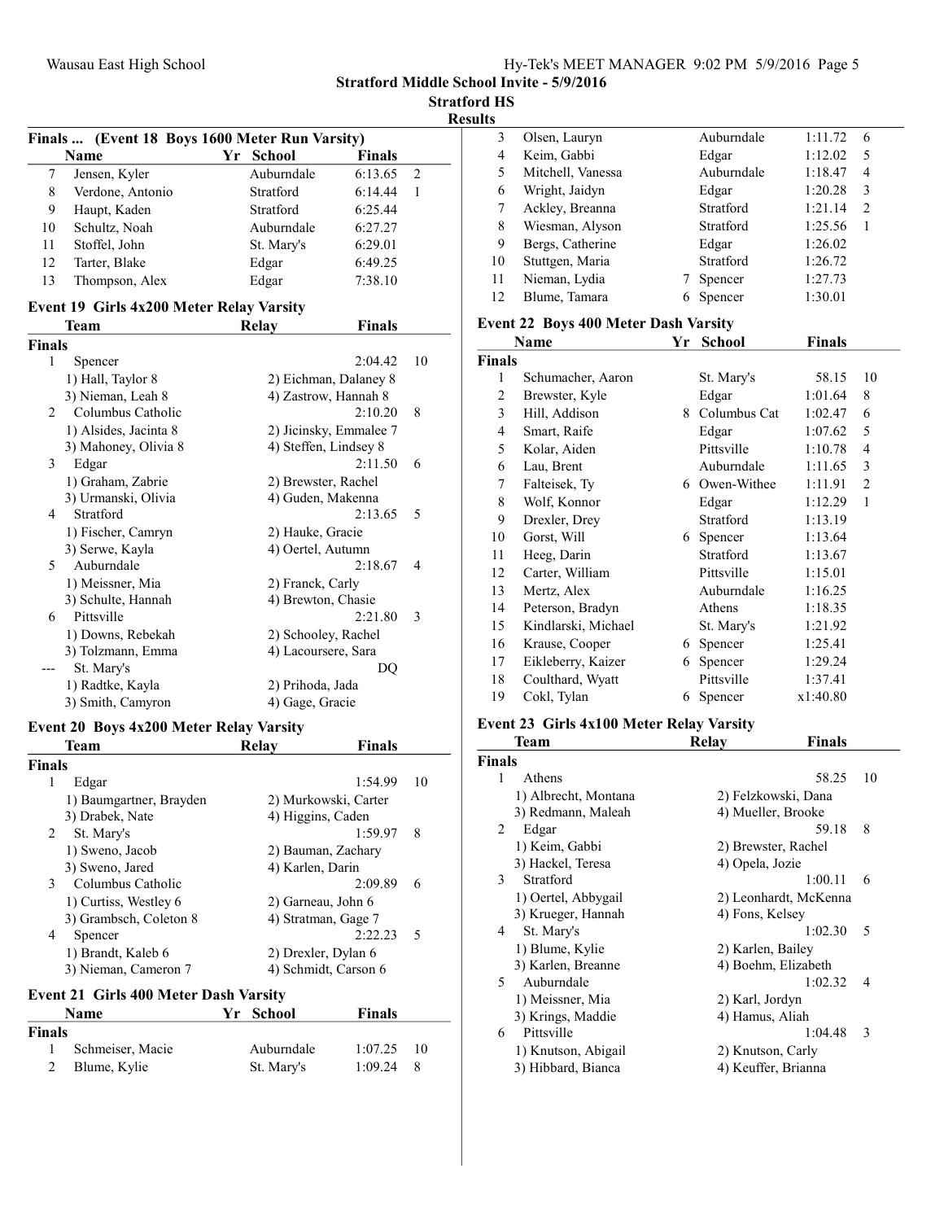## Stratford Middle School Invite - 5/9/2016

### Stratford HS

### Results

#### Finals ... (Event 18 Boys 1600 Meter Run Varsity)

| | Name | Yr | School | Finals | |
|---|---|---|---|---|---|
| 7 | Jensen, Kyler | | Auburndale | 6:13.65 | 2 |
| 8 | Verdone, Antonio | | Stratford | 6:14.44 | 1 |
| 9 | Haupt, Kaden | | Stratford | 6:25.44 | |
| 10 | Schultz, Noah | | Auburndale | 6:27.27 | |
| 11 | Stoffel, John | | St. Mary's | 6:29.01 | |
| 12 | Tarter, Blake | | Edgar | 6:49.25 | |
| 13 | Thompson, Alex | | Edgar | 7:38.10 | |

#### Event 19 Girls 4x200 Meter Relay Varsity

| | Team | Relay | Finals | |
|---|---|---|---|---|
| **Finals** | | | | |
| 1 | Spencer | | 2:04.42 | 10 |
| | 1) Hall, Taylor 8 | 2) Eichman, Dalaney 8 | | |
| | 3) Nieman, Leah 8 | 4) Zastrow, Hannah 8 | | |
| 2 | Columbus Catholic | | 2:10.20 | 8 |
| | 1) Alsides, Jacinta 8 | 2) Jicinsky, Emmalee 7 | | |
| | 3) Mahoney, Olivia 8 | 4) Steffen, Lindsey 8 | | |
| 3 | Edgar | | 2:11.50 | 6 |
| | 1) Graham, Zabrie | 2) Brewster, Rachel | | |
| | 3) Urmanski, Olivia | 4) Guden, Makenna | | |
| 4 | Stratford | | 2:13.65 | 5 |
| | 1) Fischer, Camryn | 2) Hauke, Gracie | | |
| | 3) Serwe, Kayla | 4) Oertel, Autumn | | |
| 5 | Auburndale | | 2:18.67 | 4 |
| | 1) Meissner, Mia | 2) Franck, Carly | | |
| | 3) Schulte, Hannah | 4) Brewton, Chasie | | |
| 6 | Pittsville | | 2:21.80 | 3 |
| | 1) Downs, Rebekah | 2) Schooley, Rachel | | |
| | 3) Tolzmann, Emma | 4) Lacoursere, Sara | | |
| --- | St. Mary's | | DQ | |
| | 1) Radtke, Kayla | 2) Prihoda, Jada | | |
| | 3) Smith, Camyron | 4) Gage, Gracie | | |

#### Event 20 Boys 4x200 Meter Relay Varsity

| | Team | Relay | Finals | |
|---|---|---|---|---|
| **Finals** | | | | |
| 1 | Edgar | | 1:54.99 | 10 |
| | 1) Baumgartner, Brayden | 2) Murkowski, Carter | | |
| | 3) Drabek, Nate | 4) Higgins, Caden | | |
| 2 | St. Mary's | | 1:59.97 | 8 |
| | 1) Sweno, Jacob | 2) Bauman, Zachary | | |
| | 3) Sweno, Jared | 4) Karlen, Darin | | |
| 3 | Columbus Catholic | | 2:09.89 | 6 |
| | 1) Curtiss, Westley 6 | 2) Garneau, John 6 | | |
| | 3) Grambsch, Coleton 8 | 4) Stratman, Gage 7 | | |
| 4 | Spencer | | 2:22.23 | 5 |
| | 1) Brandt, Kaleb 6 | 2) Drexler, Dylan 6 | | |
| | 3) Nieman, Cameron 7 | 4) Schmidt, Carson 6 | | |

#### Event 21 Girls 400 Meter Dash Varsity

| | Name | Yr | School | Finals | |
|---|---|---|---|---|---|
| **Finals** | | | | | |
| 1 | Schmeiser, Macie | | Auburndale | 1:07.25 | 10 |
| 2 | Blume, Kylie | | St. Mary's | 1:09.24 | 8 |
| 3 | Olsen, Lauryn | | Auburndale | 1:11.72 | 6 |
| 4 | Keim, Gabbi | | Edgar | 1:12.02 | 5 |
| 5 | Mitchell, Vanessa | | Auburndale | 1:18.47 | 4 |
| 6 | Wright, Jaidyn | | Edgar | 1:20.28 | 3 |
| 7 | Ackley, Breanna | | Stratford | 1:21.14 | 2 |
| 8 | Wiesman, Alyson | | Stratford | 1:25.56 | 1 |
| 9 | Bergs, Catherine | | Edgar | 1:26.02 | |
| 10 | Stuttgen, Maria | | Stratford | 1:26.72 | |
| 11 | Nieman, Lydia | 7 | Spencer | 1:27.73 | |
| 12 | Blume, Tamara | 6 | Spencer | 1:30.01 | |

#### Event 22 Boys 400 Meter Dash Varsity

| | Name | Yr | School | Finals | |
|---|---|---|---|---|---|
| **Finals** | | | | | |
| 1 | Schumacher, Aaron | | St. Mary's | 58.15 | 10 |
| 2 | Brewster, Kyle | | Edgar | 1:01.64 | 8 |
| 3 | Hill, Addison | 8 | Columbus Cat | 1:02.47 | 6 |
| 4 | Smart, Raife | | Edgar | 1:07.62 | 5 |
| 5 | Kolar, Aiden | | Pittsville | 1:10.78 | 4 |
| 6 | Lau, Brent | | Auburndale | 1:11.65 | 3 |
| 7 | Falteisek, Ty | 6 | Owen-Withee | 1:11.91 | 2 |
| 8 | Wolf, Konnor | | Edgar | 1:12.29 | 1 |
| 9 | Drexler, Drey | | Stratford | 1:13.19 | |
| 10 | Gorst, Will | 6 | Spencer | 1:13.64 | |
| 11 | Heeg, Darin | | Stratford | 1:13.67 | |
| 12 | Carter, William | | Pittsville | 1:15.01 | |
| 13 | Mertz, Alex | | Auburndale | 1:16.25 | |
| 14 | Peterson, Bradyn | | Athens | 1:18.35 | |
| 15 | Kindlarski, Michael | | St. Mary's | 1:21.92 | |
| 16 | Krause, Cooper | 6 | Spencer | 1:25.41 | |
| 17 | Eikleberry, Kaizer | 6 | Spencer | 1:29.24 | |
| 18 | Coulthard, Wyatt | | Pittsville | 1:37.41 | |
| 19 | Cokl, Tylan | 6 | Spencer | x1:40.80 | |

#### Event 23 Girls 4x100 Meter Relay Varsity

| | Team | Relay | Finals | |
|---|---|---|---|---|
| **Finals** | | | | |
| 1 | Athens | | 58.25 | 10 |
| | 1) Albrecht, Montana | 2) Felzkowski, Dana | | |
| | 3) Redmann, Maleah | 4) Mueller, Brooke | | |
| 2 | Edgar | | 59.18 | 8 |
| | 1) Keim, Gabbi | 2) Brewster, Rachel | | |
| | 3) Hackel, Teresa | 4) Opela, Jozie | | |
| 3 | Stratford | | 1:00.11 | 6 |
| | 1) Oertel, Abbygail | 2) Leonhardt, McKenna | | |
| | 3) Krueger, Hannah | 4) Fons, Kelsey | | |
| 4 | St. Mary's | | 1:02.30 | 5 |
| | 1) Blume, Kylie | 2) Karlen, Bailey | | |
| | 3) Karlen, Breanne | 4) Boehm, Elizabeth | | |
| 5 | Auburndale | | 1:02.32 | 4 |
| | 1) Meissner, Mia | 2) Karl, Jordyn | | |
| | 3) Krings, Maddie | 4) Hamus, Aliah | | |
| 6 | Pittsville | | 1:04.48 | 3 |
| | 1) Knutson, Abigail | 2) Knutson, Carly | | |
| | 3) Hibbard, Bianca | 4) Keuffer, Brianna | | |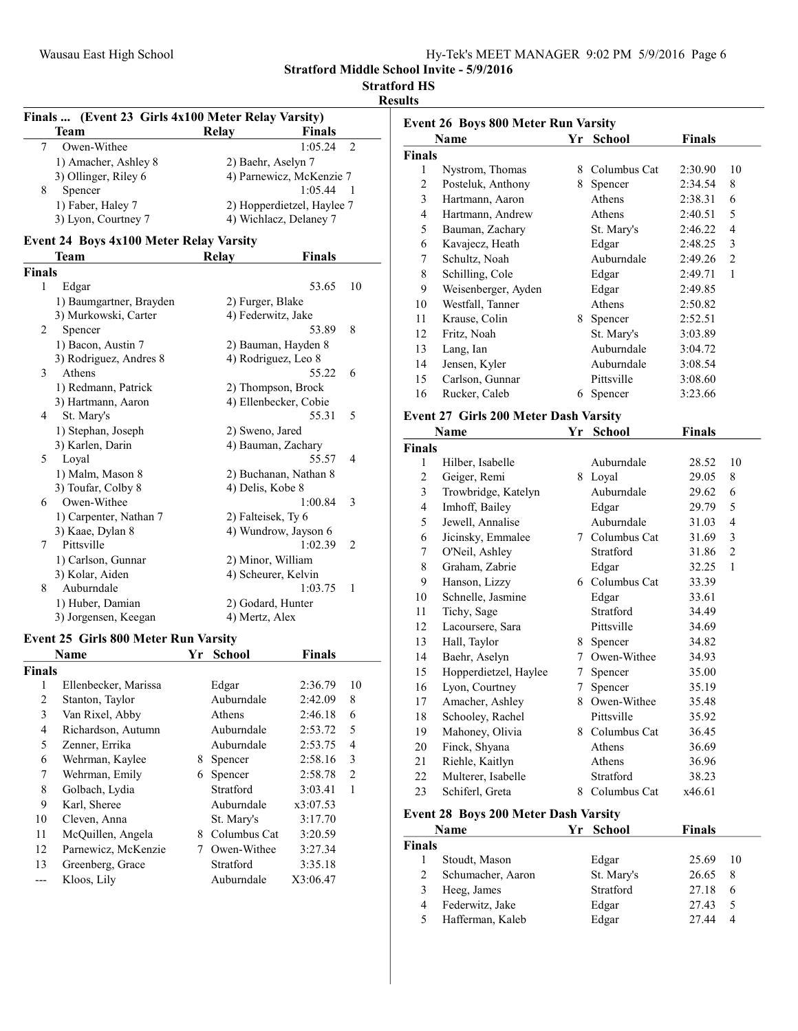**Stratford Middle School Invite - 5/9/2016**

**Stratford HS**

**Results**

### Finals ... (Event 23 Girls 4x100 Meter Relay Varsity)

| | Team | Relay | Finals | |
|---|---|---|---|---|
| 7 | Owen-Withee | | 1:05.24 | 2 |
| | 1) Amacher, Ashley 8 | 2) Baehr, Aselyn 7 | | |
| | 3) Ollinger, Riley 6 | 4) Parnewicz, McKenzie 7 | | |
| 8 | Spencer | | 1:05.44 | 1 |
| | 1) Faber, Haley 7 | 2) Hopperdietzel, Haylee 7 | | |
| | 3) Lyon, Courtney 7 | 4) Wichlacz, Delaney 7 | | |

### Event 24 Boys 4x100 Meter Relay Varsity

| | Team | Relay | Finals | |
|---|---|---|---|---|
| **Finals** | | | | |
| 1 | Edgar | | 53.65 | 10 |
| | 1) Baumgartner, Brayden | 2) Furger, Blake | | |
| | 3) Murkowski, Carter | 4) Federwitz, Jake | | |
| 2 | Spencer | | 53.89 | 8 |
| | 1) Bacon, Austin 7 | 2) Bauman, Hayden 8 | | |
| | 3) Rodriguez, Andres 8 | 4) Rodriguez, Leo 8 | | |
| 3 | Athens | | 55.22 | 6 |
| | 1) Redmann, Patrick | 2) Thompson, Brock | | |
| | 3) Hartmann, Aaron | 4) Ellenbecker, Cobie | | |
| 4 | St. Mary's | | 55.31 | 5 |
| | 1) Stephan, Joseph | 2) Sweno, Jared | | |
| | 3) Karlen, Darin | 4) Bauman, Zachary | | |
| 5 | Loyal | | 55.57 | 4 |
| | 1) Malm, Mason 8 | 2) Buchanan, Nathan 8 | | |
| | 3) Toufar, Colby 8 | 4) Delis, Kobe 8 | | |
| 6 | Owen-Withee | | 1:00.84 | 3 |
| | 1) Carpenter, Nathan 7 | 2) Falteisek, Ty 6 | | |
| | 3) Kaae, Dylan 8 | 4) Wundrow, Jayson 6 | | |
| 7 | Pittsville | | 1:02.39 | 2 |
| | 1) Carlson, Gunnar | 2) Minor, William | | |
| | 3) Kolar, Aiden | 4) Scheurer, Kelvin | | |
| 8 | Auburndale | | 1:03.75 | 1 |
| | 1) Huber, Damian | 2) Godard, Hunter | | |
| | 3) Jorgensen, Keegan | 4) Mertz, Alex | | |

### Event 25 Girls 800 Meter Run Varsity

| | Name | Yr | School | Finals | |
|---|---|---|---|---|---|
| **Finals** | | | | | |
| 1 | Ellenbecker, Marissa | | Edgar | 2:36.79 | 10 |
| 2 | Stanton, Taylor | | Auburndale | 2:42.09 | 8 |
| 3 | Van Rixel, Abby | | Athens | 2:46.18 | 6 |
| 4 | Richardson, Autumn | | Auburndale | 2:53.72 | 5 |
| 5 | Zenner, Errika | | Auburndale | 2:53.75 | 4 |
| 6 | Wehrman, Kaylee | 8 | Spencer | 2:58.16 | 3 |
| 7 | Wehrman, Emily | 6 | Spencer | 2:58.78 | 2 |
| 8 | Golbach, Lydia | | Stratford | 3:03.41 | 1 |
| 9 | Karl, Sheree | | Auburndale | x3:07.53 | |
| 10 | Cleven, Anna | | St. Mary's | 3:17.70 | |
| 11 | McQuillen, Angela | 8 | Columbus Cat | 3:20.59 | |
| 12 | Parnewicz, McKenzie | 7 | Owen-Withee | 3:27.34 | |
| 13 | Greenberg, Grace | | Stratford | 3:35.18 | |
| --- | Kloos, Lily | | Auburndale | X3:06.47 | |

### Event 26 Boys 800 Meter Run Varsity

| | Name | Yr | School | Finals | |
|---|---|---|---|---|---|
| **Finals** | | | | | |
| 1 | Nystrom, Thomas | 8 | Columbus Cat | 2:30.90 | 10 |
| 2 | Posteluk, Anthony | 8 | Spencer | 2:34.54 | 8 |
| 3 | Hartmann, Aaron | | Athens | 2:38.31 | 6 |
| 4 | Hartmann, Andrew | | Athens | 2:40.51 | 5 |
| 5 | Bauman, Zachary | | St. Mary's | 2:46.22 | 4 |
| 6 | Kavajecz, Heath | | Edgar | 2:48.25 | 3 |
| 7 | Schultz, Noah | | Auburndale | 2:49.26 | 2 |
| 8 | Schilling, Cole | | Edgar | 2:49.71 | 1 |
| 9 | Weisenberger, Ayden | | Edgar | 2:49.85 | |
| 10 | Westfall, Tanner | | Athens | 2:50.82 | |
| 11 | Krause, Colin | 8 | Spencer | 2:52.51 | |
| 12 | Fritz, Noah | | St. Mary's | 3:03.89 | |
| 13 | Lang, Ian | | Auburndale | 3:04.72 | |
| 14 | Jensen, Kyler | | Auburndale | 3:08.54 | |
| 15 | Carlson, Gunnar | | Pittsville | 3:08.60 | |
| 16 | Rucker, Caleb | 6 | Spencer | 3:23.66 | |

### Event 27 Girls 200 Meter Dash Varsity

| | Name | Yr | School | Finals | |
|---|---|---|---|---|---|
| **Finals** | | | | | |
| 1 | Hilber, Isabelle | | Auburndale | 28.52 | 10 |
| 2 | Geiger, Remi | 8 | Loyal | 29.05 | 8 |
| 3 | Trowbridge, Katelyn | | Auburndale | 29.62 | 6 |
| 4 | Imhoff, Bailey | | Edgar | 29.79 | 5 |
| 5 | Jewell, Annalise | | Auburndale | 31.03 | 4 |
| 6 | Jicinsky, Emmalee | 7 | Columbus Cat | 31.69 | 3 |
| 7 | O'Neil, Ashley | | Stratford | 31.86 | 2 |
| 8 | Graham, Zabrie | | Edgar | 32.25 | 1 |
| 9 | Hanson, Lizzy | 6 | Columbus Cat | 33.39 | |
| 10 | Schnelle, Jasmine | | Edgar | 33.61 | |
| 11 | Tichy, Sage | | Stratford | 34.49 | |
| 12 | Lacoursere, Sara | | Pittsville | 34.69 | |
| 13 | Hall, Taylor | 8 | Spencer | 34.82 | |
| 14 | Baehr, Aselyn | 7 | Owen-Withee | 34.93 | |
| 15 | Hopperdietzel, Haylee | 7 | Spencer | 35.00 | |
| 16 | Lyon, Courtney | 7 | Spencer | 35.19 | |
| 17 | Amacher, Ashley | 8 | Owen-Withee | 35.48 | |
| 18 | Schooley, Rachel | | Pittsville | 35.92 | |
| 19 | Mahoney, Olivia | 8 | Columbus Cat | 36.45 | |
| 20 | Finck, Shyana | | Athens | 36.69 | |
| 21 | Riehle, Kaitlyn | | Athens | 36.96 | |
| 22 | Multerer, Isabelle | | Stratford | 38.23 | |
| 23 | Schiferl, Greta | 8 | Columbus Cat | x46.61 | |

### Event 28 Boys 200 Meter Dash Varsity

| | Name | Yr | School | Finals | |
|---|---|---|---|---|---|
| **Finals** | | | | | |
| 1 | Stoudt, Mason | | Edgar | 25.69 | 10 |
| 2 | Schumacher, Aaron | | St. Mary's | 26.65 | 8 |
| 3 | Heeg, James | | Stratford | 27.18 | 6 |
| 4 | Federwitz, Jake | | Edgar | 27.43 | 5 |
| 5 | Hafferman, Kaleb | | Edgar | 27.44 | 4 |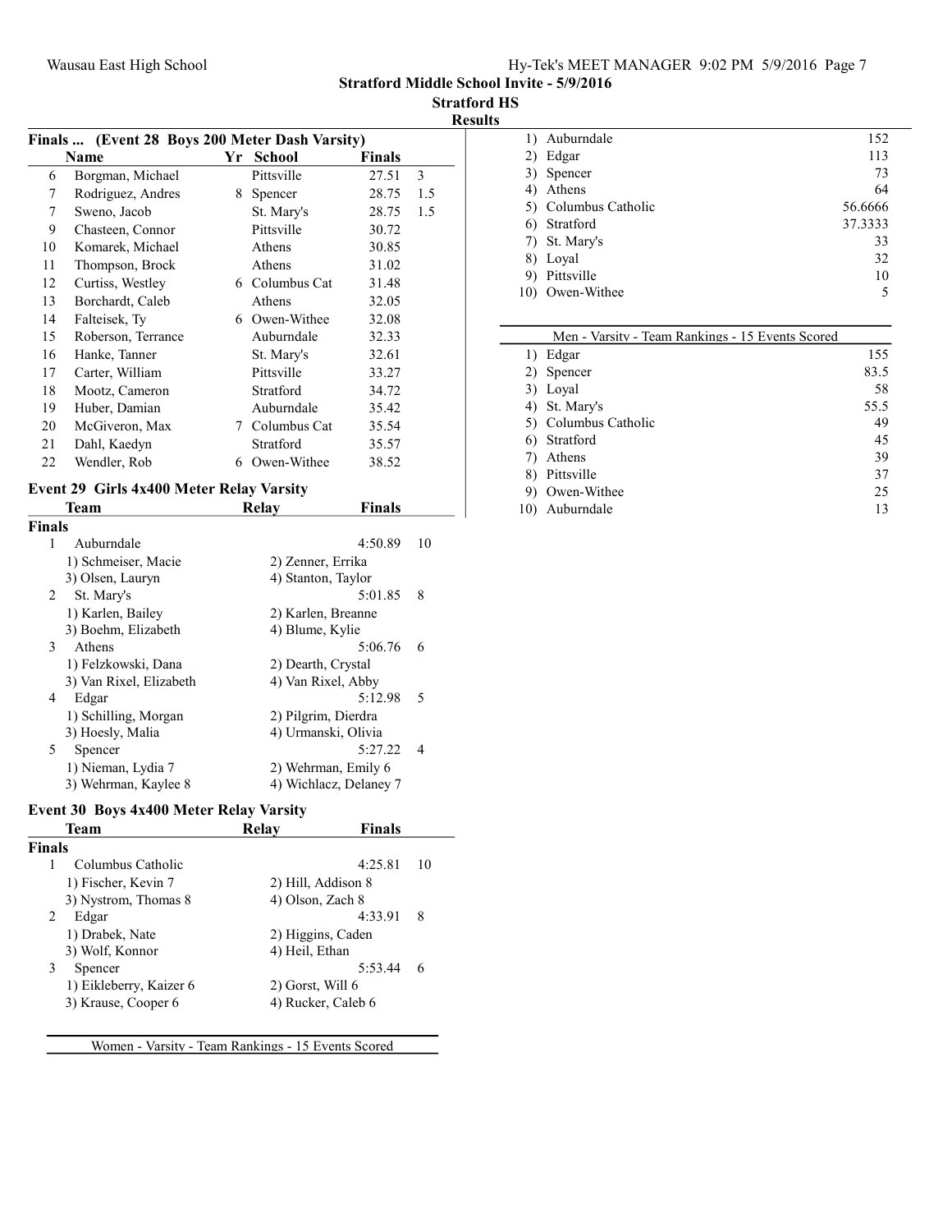# Stratford Middle School Invite - 5/9/2016

## Stratford HS

### Results

**Finals ... (Event 28 Boys 200 Meter Dash Varsity)**

| | Name | Yr | School | Finals | |
|---|---|---|---|---|---|
| 6 | Borgman, Michael | | Pittsville | 27.51 | 3 |
| 7 | Rodriguez, Andres | 8 | Spencer | 28.75 | 1.5 |
| 7 | Sweno, Jacob | | St. Mary's | 28.75 | 1.5 |
| 9 | Chasteen, Connor | | Pittsville | 30.72 | |
| 10 | Komarek, Michael | | Athens | 30.85 | |
| 11 | Thompson, Brock | | Athens | 31.02 | |
| 12 | Curtiss, Westley | 6 | Columbus Cat | 31.48 | |
| 13 | Borchardt, Caleb | | Athens | 32.05 | |
| 14 | Falteisek, Ty | 6 | Owen-Withee | 32.08 | |
| 15 | Roberson, Terrance | | Auburndale | 32.33 | |
| 16 | Hanke, Tanner | | St. Mary's | 32.61 | |
| 17 | Carter, William | | Pittsville | 33.27 | |
| 18 | Mootz, Cameron | | Stratford | 34.72 | |
| 19 | Huber, Damian | | Auburndale | 35.42 | |
| 20 | McGiveron, Max | 7 | Columbus Cat | 35.54 | |
| 21 | Dahl, Kaedyn | | Stratford | 35.57 | |
| 22 | Wendler, Rob | 6 | Owen-Withee | 38.52 | |

**Event 29 Girls 4x400 Meter Relay Varsity**

| | Team | Relay | Finals | |
|---|---|---|---|---|
| **Finals** | | | | |
| 1 | Auburndale | | 4:50.89 | 10 |
| | 1) Schmeiser, Macie | 2) Zenner, Errika | | |
| | 3) Olsen, Lauryn | 4) Stanton, Taylor | | |
| 2 | St. Mary's | | 5:01.85 | 8 |
| | 1) Karlen, Bailey | 2) Karlen, Breanne | | |
| | 3) Boehm, Elizabeth | 4) Blume, Kylie | | |
| 3 | Athens | | 5:06.76 | 6 |
| | 1) Felzkowski, Dana | 2) Dearth, Crystal | | |
| | 3) Van Rixel, Elizabeth | 4) Van Rixel, Abby | | |
| 4 | Edgar | | 5:12.98 | 5 |
| | 1) Schilling, Morgan | 2) Pilgrim, Dierdra | | |
| | 3) Hoesly, Malia | 4) Urmanski, Olivia | | |
| 5 | Spencer | | 5:27.22 | 4 |
| | 1) Nieman, Lydia 7 | 2) Wehrman, Emily 6 | | |
| | 3) Wehrman, Kaylee 8 | 4) Wichlacz, Delaney 7 | | |

**Event 30 Boys 4x400 Meter Relay Varsity**

| | Team | Relay | Finals | |
|---|---|---|---|---|
| **Finals** | | | | |
| 1 | Columbus Catholic | | 4:25.81 | 10 |
| | 1) Fischer, Kevin 7 | 2) Hill, Addison 8 | | |
| | 3) Nystrom, Thomas 8 | 4) Olson, Zach 8 | | |
| 2 | Edgar | | 4:33.91 | 8 |
| | 1) Drabek, Nate | 2) Higgins, Caden | | |
| | 3) Wolf, Konnor | 4) Heil, Ethan | | |
| 3 | Spencer | | 5:53.44 | 6 |
| | 1) Eikleberry, Kaizer 6 | 2) Gorst, Will 6 | | |
| | 3) Krause, Cooper 6 | 4) Rucker, Caleb 6 | | |

**Women - Varsity - Team Rankings - 15 Events Scored**

| | | |
|---|---|---|
| 1) | Auburndale | 152 |
| 2) | Edgar | 113 |
| 3) | Spencer | 73 |
| 4) | Athens | 64 |
| 5) | Columbus Catholic | 56.6666 |
| 6) | Stratford | 37.3333 |
| 7) | St. Mary's | 33 |
| 8) | Loyal | 32 |
| 9) | Pittsville | 10 |
| 10) | Owen-Withee | 5 |

**Men - Varsity - Team Rankings - 15 Events Scored**

| | | |
|---|---|---|
| 1) | Edgar | 155 |
| 2) | Spencer | 83.5 |
| 3) | Loyal | 58 |
| 4) | St. Mary's | 55.5 |
| 5) | Columbus Catholic | 49 |
| 6) | Stratford | 45 |
| 7) | Athens | 39 |
| 8) | Pittsville | 37 |
| 9) | Owen-Withee | 25 |
| 10) | Auburndale | 13 |